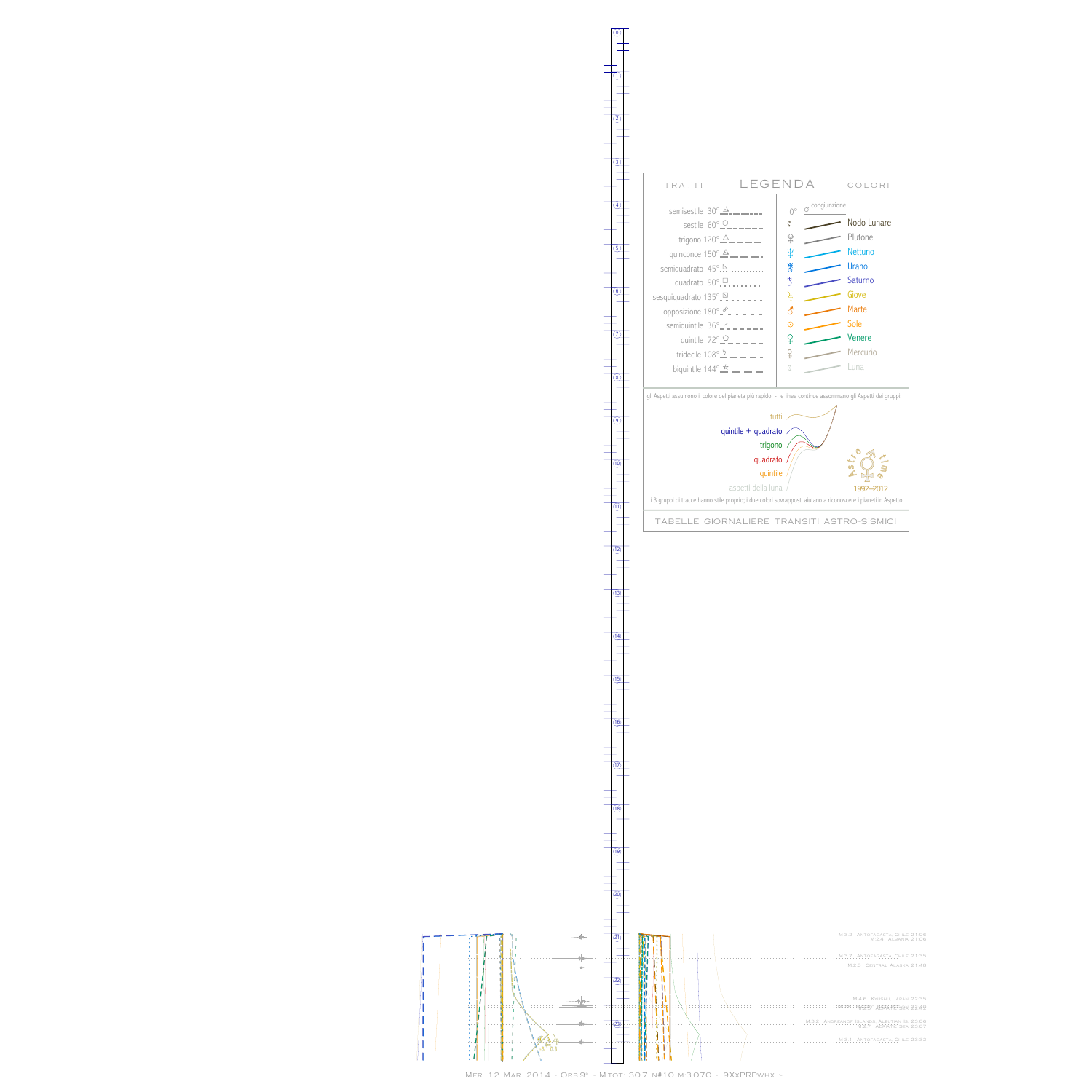# LEGENDA

TRATTI

COLORI

| Tratti | | Colori | |
|---|---|---|---|
| semisestile 30° | | 0° ☌ congiunzione | |
| sestile 60° | | ☊ | Nodo Lunare |
| trigono 120° | | ♇ | Plutone |
| quinconce 150° | | ♆ | Nettuno |
| semiquadrato 45° | | ♅ | Urano |
| quadrato 90° | | ♄ | Saturno |
| sesquiquadrato 135° | | ♃ | Giove |
| opposizione 180° | | ♂ | Marte |
| semiquintile 36° | | ☉ | Sole |
| quintile 72° | | ♀ | Venere |
| tridecile 108° | | ☿ | Mercurio |
| biquintile 144° | | ☾ | Luna |

gli Aspetti assumono il colore del pianeta più rapido - le linee continue assommano gli Aspetti dei gruppi:

- tutti
- quintile + quadrato
- trigono
- quadrato
- quintile
- aspetti della luna

Astro time 1992–2012

i 3 gruppi di tracce hanno stile proprio; i due colori sovrapposti aiutano a riconoscere i pianeti in Aspetto

TABELLE GIORNALIERE TRANSITI ASTRO-SISMICI

M:3.2 Antofagasta Chile 21:06
M:3.4 Albania 21:06
M:3.7 Antofagasta Chile 21:35
M:3.5 Central Alaska 21:48
M:4.6 Kyushu Japan 22:35
M:3.2 Aegean Sea 22:49
M:3.2 Andreanof Islands Aleutian Is. 23:06
M:3.0 Aegean Sea 23:07
M:3.1 Antofagasta Chile 23:32

Mer. 12 Mar. 2014 - Orb:9° - M.tot: 30.7 n#10 m:3.070 -: 9XxPRPwhx :-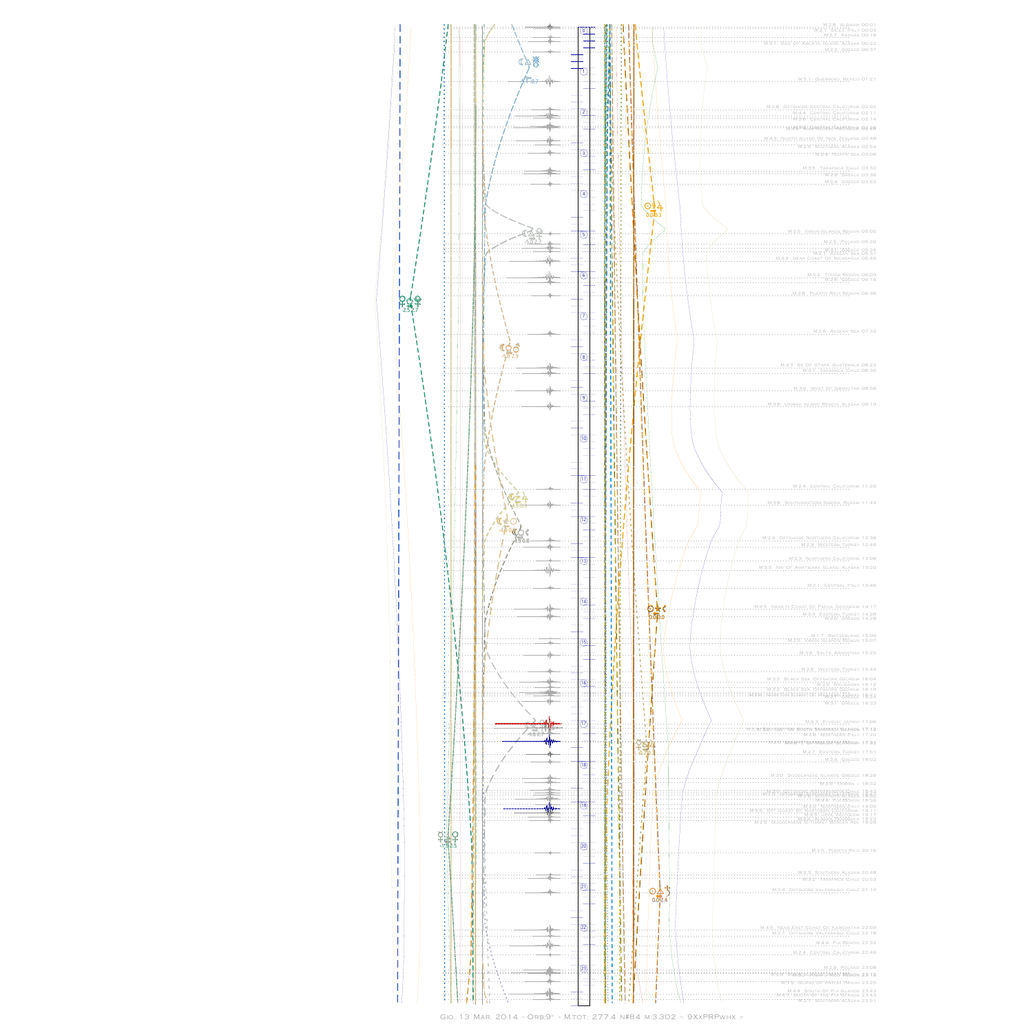M.2.8 Albania 00:01
M.2.1 Sicily, Italy 00:03
M.2.7 Kansas 00:18
M.2.1 SSW of Amukta Island, Alaska 00:22
M.2.7 Greece 00:37
M.5.1 Guerrero, Mexico 01:21
M.2.8 Offshore Central California 02:02
M.4.4 Central California 02:11
M.2.6 Central California 02:14
M.2.8 North Island of New Zealand 02:48
M.2.5 Southern Alaska 02:54
M.2.4 North Sea 03:06
M.3.5 Tarapaca Chile 03:32
M.2.9 Greece 03:36
M.3.4 Greece 03:52
M.2.5 Virgin Islands Region 05:05
M.2.5 Poland 05:20
M.2.1 Aegean Sea 05:31
M.4.8 Near Coast of Nicaragua 05:45
M.5.2 Tonga Region 06:09
M.2.5 Greece 06:16
M.2.8 Puerto Rico Region 06:36
M.2.6 Aegean Sea 07:32
M.4.3 SE of Utapa, Guatemala 08:22
M.3.7 Tarapaca Chile 08:30
M.3.6 West of Gibraltar 08:56
M.3.8 Unimak Island Region, Alaska 09:19
M.2.4 Central California 11:20
M.3.8 Southwestern Siberia, Russia 11:44
M.2.9 Offshore Northern California 12:36
M.2.8 Western Turkey 12:46
M.2.3 Northern California 13:06
M.5.5 NW of Amatignak Island, Alaska 13:20
M.2.1 Central Italy 13:46
M.4.5 Near N Coast of Papua, Indonesia 14:17
M.3.4 Eastern Turkey 14:28
M.3.0 Greece 14:29
M.1.7 Switzerland 15:00
M.2.3 Virgin Islands Region 15:07
M.3.6 Salta, Argentina 15:25
M.2.8 Western Turkey 15:49
M.3.2 Black Sea, Offshore Georgia 16:04
M.3.1 Greece 16:33
M.6.3 Kyushu, Japan 17:06
M.2.6 Northern Italy 17:20
M.2.7 Eastern Turkey 17:51
M.3.4 Greece 18:02
M.3.0 Dodecanese Islands, Greece 18:26
M.3.9 Taiwan 18:32
M.2.1 Northern Italy 19:05
M.4.5 Dodecanese Is.-Turkey Border Reg 19:28
M.2.5 Puerto Rico 20:16
M.2.3 Southern Alaska 20:48
M.3.2 Tarapaca Chile 20:53
M.3.4 Offshore Valparaiso, Chile 21:14
M.4.5 Near East Coast of Kamchatka 22:09
M.2.7 Offshore Valparaiso, Chile 22:18
M.4.9 Fiji Region 22:32
M.2.4 Central California 22:46
M.2.9 Poland 23:08
M.4.9 South of Fiji Islands 23:43
M.4.7 South of Fiji Islands 23:43
M.2.7 Southern Alaska 23:51

Gio. 13 Mar. 2014 - Orb:9° - M.tot: 277.4 n#84 m:3.302 - 9XxPRPwhx -